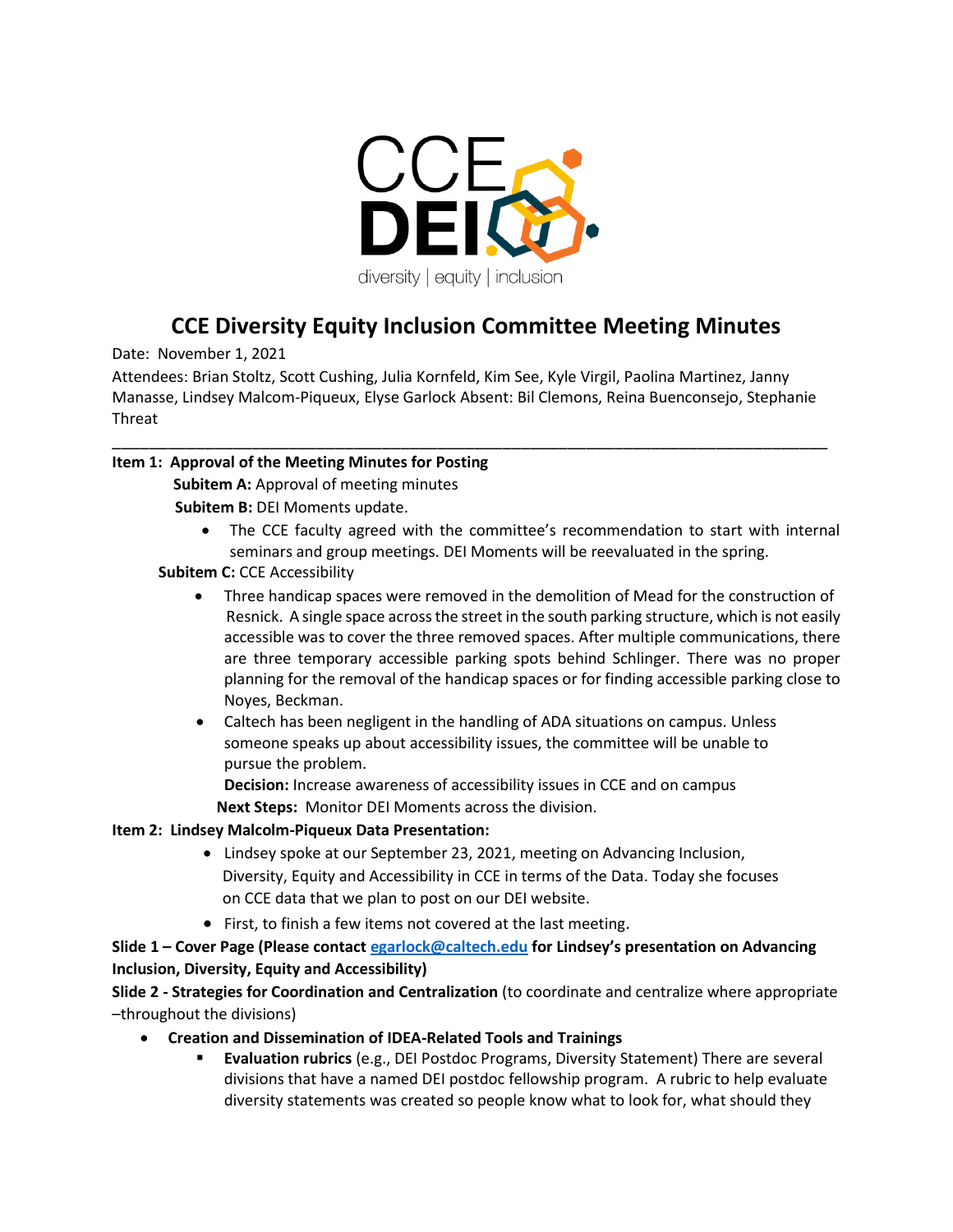CCE DEI

diversity | equity | inclusion

# CCE Diversity Equity Inclusion Committee Meeting Minutes

Date: November 1, 2021

Attendees: Brian Stoltz, Scott Cushing, Julia Kornfeld, Kim See, Kyle Virgil, Paolina Martinez, Janny Manasse, Lindsey Malcom-Piqueux, Elyse Garlock Absent: Bil Clemons, Reina Buenconsejo, Stephanie Threat

---

**Item 1: Approval of the Meeting Minutes for Posting**

**Subitem A:** Approval of meeting minutes

**Subitem B:** DEI Moments update.

- The CCE faculty agreed with the committee's recommendation to start with internal seminars and group meetings. DEI Moments will be reevaluated in the spring.

**Subitem C:** CCE Accessibility

- Three handicap spaces were removed in the demolition of Mead for the construction of Resnick. A single space across the street in the south parking structure, which is not easily accessible was to cover the three removed spaces. After multiple communications, there are three temporary accessible parking spots behind Schlinger. There was no proper planning for the removal of the handicap spaces or for finding accessible parking close to Noyes, Beckman.
- Caltech has been negligent in the handling of ADA situations on campus. Unless someone speaks up about accessibility issues, the committee will be unable to pursue the problem.

**Decision:** Increase awareness of accessibility issues in CCE and on campus

**Next Steps:** Monitor DEI Moments across the division.

**Item 2: Lindsey Malcom-Piqueux Data Presentation:**

- Lindsey spoke at our September 23, 2021, meeting on Advancing Inclusion, Diversity, Equity and Accessibility in CCE in terms of the Data. Today she focuses on CCE data that we plan to post on our DEI website.
- First, to finish a few items not covered at the last meeting.

**Slide 1 – Cover Page (Please contact egarlock@caltech.edu for Lindsey's presentation on Advancing Inclusion, Diversity, Equity and Accessibility)**

**Slide 2 - Strategies for Coordination and Centralization** (to coordinate and centralize where appropriate –throughout the divisions)

- **Creation and Dissemination of IDEA-Related Tools and Trainings**
  - **Evaluation rubrics** (e.g., DEI Postdoc Programs, Diversity Statement) There are several divisions that have a named DEI postdoc fellowship program. A rubric to help evaluate diversity statements was created so people know what to look for, what should they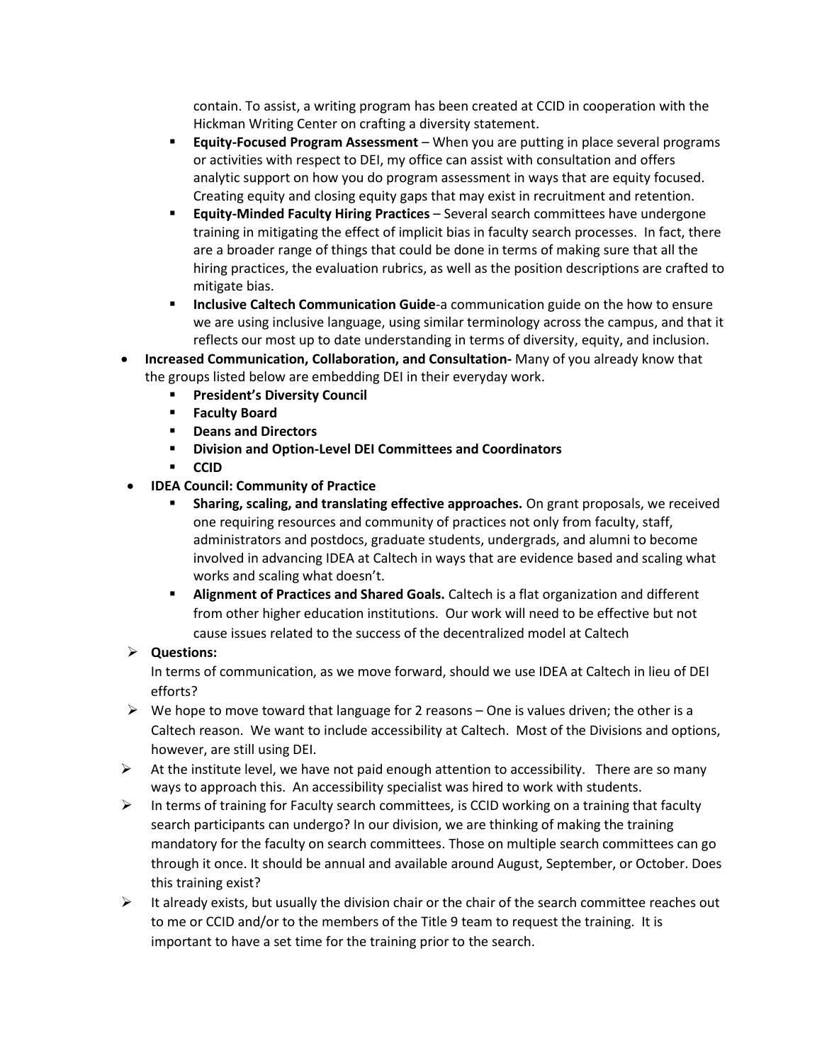contain. To assist, a writing program has been created at CCID in cooperation with the Hickman Writing Center on crafting a diversity statement.

- **Equity-Focused Program Assessment** – When you are putting in place several programs or activities with respect to DEI, my office can assist with consultation and offers analytic support on how you do program assessment in ways that are equity focused. Creating equity and closing equity gaps that may exist in recruitment and retention.
- **Equity-Minded Faculty Hiring Practices** – Several search committees have undergone training in mitigating the effect of implicit bias in faculty search processes. In fact, there are a broader range of things that could be done in terms of making sure that all the hiring practices, the evaluation rubrics, as well as the position descriptions are crafted to mitigate bias.
- **Inclusive Caltech Communication Guide**-a communication guide on the how to ensure we are using inclusive language, using similar terminology across the campus, and that it reflects our most up to date understanding in terms of diversity, equity, and inclusion.

- **Increased Communication, Collaboration, and Consultation-** Many of you already know that the groups listed below are embedding DEI in their everyday work.
  - **President's Diversity Council**
  - **Faculty Board**
  - **Deans and Directors**
  - **Division and Option-Level DEI Committees and Coordinators**
  - **CCID**
- **IDEA Council: Community of Practice**
  - **Sharing, scaling, and translating effective approaches.** On grant proposals, we received one requiring resources and community of practices not only from faculty, staff, administrators and postdocs, graduate students, undergrads, and alumni to become involved in advancing IDEA at Caltech in ways that are evidence based and scaling what works and scaling what doesn't.
  - **Alignment of Practices and Shared Goals.** Caltech is a flat organization and different from other higher education institutions. Our work will need to be effective but not cause issues related to the success of the decentralized model at Caltech

- **Questions:**
  In terms of communication, as we move forward, should we use IDEA at Caltech in lieu of DEI efforts?
- We hope to move toward that language for 2 reasons – One is values driven; the other is a Caltech reason. We want to include accessibility at Caltech. Most of the Divisions and options, however, are still using DEI.
- At the institute level, we have not paid enough attention to accessibility. There are so many ways to approach this. An accessibility specialist was hired to work with students.
- In terms of training for Faculty search committees, is CCID working on a training that faculty search participants can undergo? In our division, we are thinking of making the training mandatory for the faculty on search committees. Those on multiple search committees can go through it once. It should be annual and available around August, September, or October. Does this training exist?
- It already exists, but usually the division chair or the chair of the search committee reaches out to me or CCID and/or to the members of the Title 9 team to request the training. It is important to have a set time for the training prior to the search.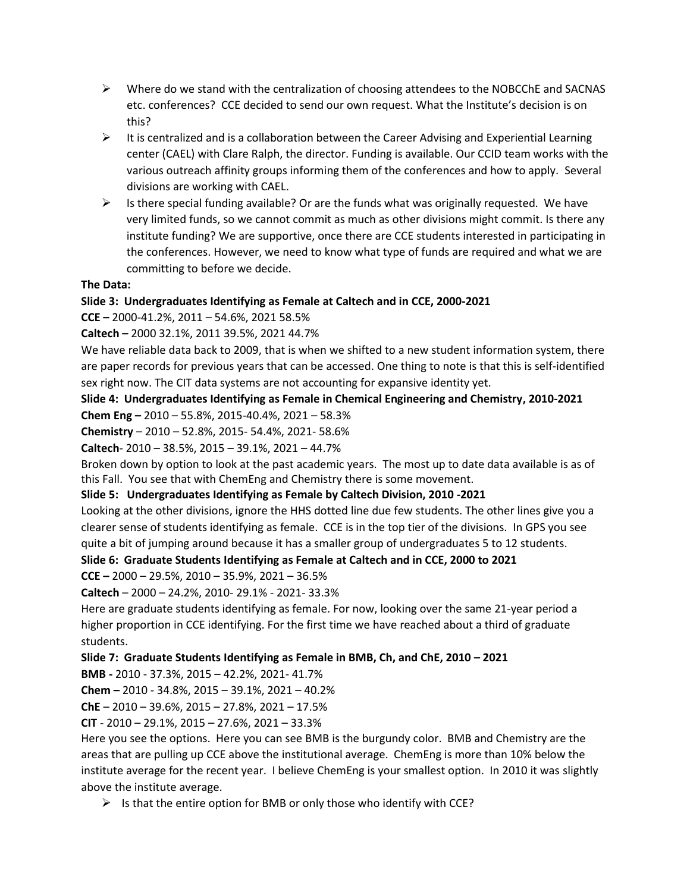- Where do we stand with the centralization of choosing attendees to the NOBCChE and SACNAS etc. conferences? CCE decided to send our own request. What the Institute's decision is on this?
- It is centralized and is a collaboration between the Career Advising and Experiential Learning center (CAEL) with Clare Ralph, the director. Funding is available. Our CCID team works with the various outreach affinity groups informing them of the conferences and how to apply. Several divisions are working with CAEL.
- Is there special funding available? Or are the funds what was originally requested. We have very limited funds, so we cannot commit as much as other divisions might commit. Is there any institute funding? We are supportive, once there are CCE students interested in participating in the conferences. However, we need to know what type of funds are required and what we are committing to before we decide.

**The Data:**

**Slide 3: Undergraduates Identifying as Female at Caltech and in CCE, 2000-2021**

**CCE –** 2000-41.2%, 2011 – 54.6%, 2021 58.5%

**Caltech –** 2000 32.1%, 2011 39.5%, 2021 44.7%

We have reliable data back to 2009, that is when we shifted to a new student information system, there are paper records for previous years that can be accessed. One thing to note is that this is self-identified sex right now. The CIT data systems are not accounting for expansive identity yet.

**Slide 4: Undergraduates Identifying as Female in Chemical Engineering and Chemistry, 2010-2021**

**Chem Eng –** 2010 – 55.8%, 2015-40.4%, 2021 – 58.3%

**Chemistry** – 2010 – 52.8%, 2015- 54.4%, 2021- 58.6%

**Caltech**- 2010 – 38.5%, 2015 – 39.1%, 2021 – 44.7%

Broken down by option to look at the past academic years. The most up to date data available is as of this Fall. You see that with ChemEng and Chemistry there is some movement.

**Slide 5: Undergraduates Identifying as Female by Caltech Division, 2010 -2021**

Looking at the other divisions, ignore the HHS dotted line due few students. The other lines give you a clearer sense of students identifying as female. CCE is in the top tier of the divisions. In GPS you see quite a bit of jumping around because it has a smaller group of undergraduates 5 to 12 students.

**Slide 6: Graduate Students Identifying as Female at Caltech and in CCE, 2000 to 2021**

**CCE –** 2000 – 29.5%, 2010 – 35.9%, 2021 – 36.5%

**Caltech** – 2000 – 24.2%, 2010- 29.1% - 2021- 33.3%

Here are graduate students identifying as female. For now, looking over the same 21-year period a higher proportion in CCE identifying. For the first time we have reached about a third of graduate students.

**Slide 7: Graduate Students Identifying as Female in BMB, Ch, and ChE, 2010 – 2021**

**BMB -** 2010 - 37.3%, 2015 – 42.2%, 2021- 41.7%

**Chem –** 2010 - 34.8%, 2015 – 39.1%, 2021 – 40.2%

**ChE** – 2010 – 39.6%, 2015 – 27.8%, 2021 – 17.5%

**CIT** - 2010 – 29.1%, 2015 – 27.6%, 2021 – 33.3%

Here you see the options. Here you can see BMB is the burgundy color. BMB and Chemistry are the areas that are pulling up CCE above the institutional average. ChemEng is more than 10% below the institute average for the recent year. I believe ChemEng is your smallest option. In 2010 it was slightly above the institute average.

- Is that the entire option for BMB or only those who identify with CCE?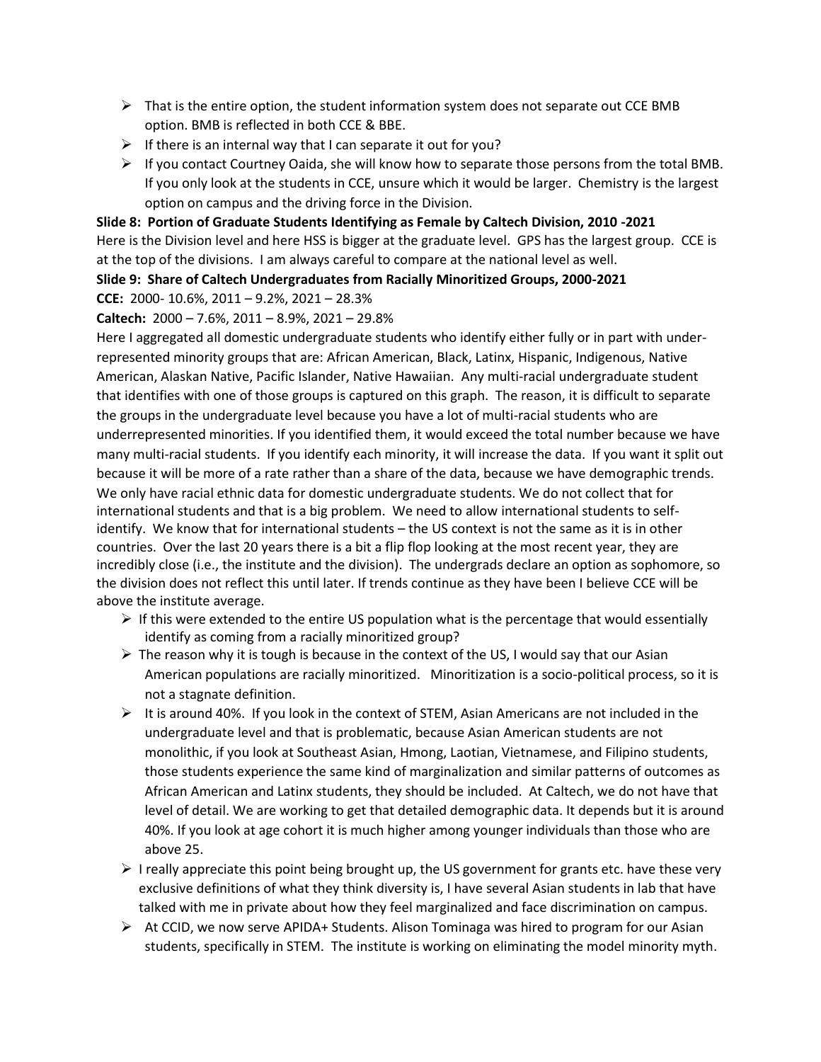- That is the entire option, the student information system does not separate out CCE BMB option. BMB is reflected in both CCE & BBE.
- If there is an internal way that I can separate it out for you?
- If you contact Courtney Oaida, she will know how to separate those persons from the total BMB. If you only look at the students in CCE, unsure which it would be larger. Chemistry is the largest option on campus and the driving force in the Division.

**Slide 8: Portion of Graduate Students Identifying as Female by Caltech Division, 2010 -2021**

Here is the Division level and here HSS is bigger at the graduate level. GPS has the largest group. CCE is at the top of the divisions. I am always careful to compare at the national level as well.

**Slide 9: Share of Caltech Undergraduates from Racially Minoritized Groups, 2000-2021**

**CCE:** 2000- 10.6%, 2011 – 9.2%, 2021 – 28.3%

**Caltech:** 2000 – 7.6%, 2011 – 8.9%, 2021 – 29.8%

Here I aggregated all domestic undergraduate students who identify either fully or in part with under-represented minority groups that are: African American, Black, Latinx, Hispanic, Indigenous, Native American, Alaskan Native, Pacific Islander, Native Hawaiian. Any multi-racial undergraduate student that identifies with one of those groups is captured on this graph. The reason, it is difficult to separate the groups in the undergraduate level because you have a lot of multi-racial students who are underrepresented minorities. If you identified them, it would exceed the total number because we have many multi-racial students. If you identify each minority, it will increase the data. If you want it split out because it will be more of a rate rather than a share of the data, because we have demographic trends. We only have racial ethnic data for domestic undergraduate students. We do not collect that for international students and that is a big problem. We need to allow international students to self-identify. We know that for international students – the US context is not the same as it is in other countries. Over the last 20 years there is a bit a flip flop looking at the most recent year, they are incredibly close (i.e., the institute and the division). The undergrads declare an option as sophomore, so the division does not reflect this until later. If trends continue as they have been I believe CCE will be above the institute average.

- If this were extended to the entire US population what is the percentage that would essentially identify as coming from a racially minoritized group?
- The reason why it is tough is because in the context of the US, I would say that our Asian American populations are racially minoritized. Minoritization is a socio-political process, so it is not a stagnate definition.
- It is around 40%. If you look in the context of STEM, Asian Americans are not included in the undergraduate level and that is problematic, because Asian American students are not monolithic, if you look at Southeast Asian, Hmong, Laotian, Vietnamese, and Filipino students, those students experience the same kind of marginalization and similar patterns of outcomes as African American and Latinx students, they should be included. At Caltech, we do not have that level of detail. We are working to get that detailed demographic data. It depends but it is around 40%. If you look at age cohort it is much higher among younger individuals than those who are above 25.
- I really appreciate this point being brought up, the US government for grants etc. have these very exclusive definitions of what they think diversity is, I have several Asian students in lab that have talked with me in private about how they feel marginalized and face discrimination on campus.
- At CCID, we now serve APIDA+ Students. Alison Tominaga was hired to program for our Asian students, specifically in STEM. The institute is working on eliminating the model minority myth.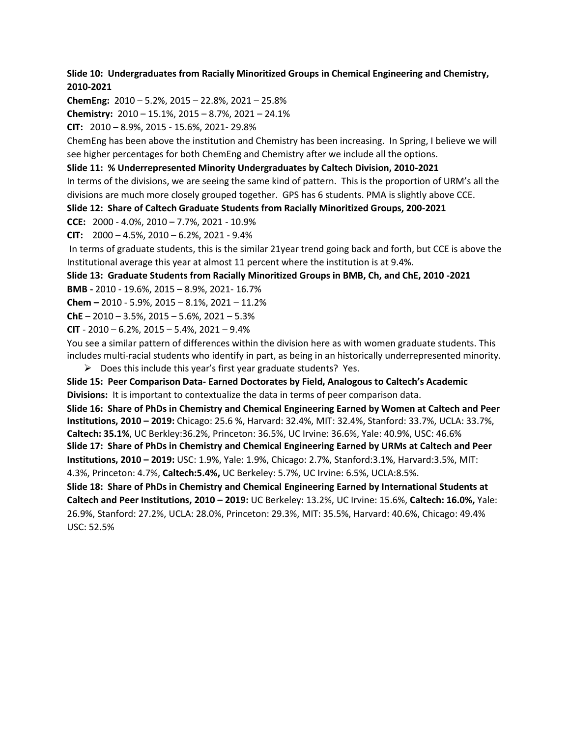**Slide 10: Undergraduates from Racially Minoritized Groups in Chemical Engineering and Chemistry, 2010-2021**

**ChemEng:** 2010 – 5.2%, 2015 – 22.8%, 2021 – 25.8%

**Chemistry:** 2010 – 15.1%, 2015 – 8.7%, 2021 – 24.1%

**CIT:** 2010 – 8.9%, 2015 - 15.6%, 2021- 29.8%

ChemEng has been above the institution and Chemistry has been increasing. In Spring, I believe we will see higher percentages for both ChemEng and Chemistry after we include all the options.

**Slide 11: % Underrepresented Minority Undergraduates by Caltech Division, 2010-2021**

In terms of the divisions, we are seeing the same kind of pattern. This is the proportion of URM's all the divisions are much more closely grouped together. GPS has 6 students. PMA is slightly above CCE.

**Slide 12: Share of Caltech Graduate Students from Racially Minoritized Groups, 200-2021**

**CCE:** 2000 - 4.0%, 2010 – 7.7%, 2021 - 10.9%

**CIT:** 2000 – 4.5%, 2010 – 6.2%, 2021 - 9.4%

In terms of graduate students, this is the similar 21year trend going back and forth, but CCE is above the Institutional average this year at almost 11 percent where the institution is at 9.4%.

**Slide 13: Graduate Students from Racially Minoritized Groups in BMB, Ch, and ChE, 2010 -2021**

**BMB -** 2010 - 19.6%, 2015 – 8.9%, 2021- 16.7%

**Chem –** 2010 - 5.9%, 2015 – 8.1%, 2021 – 11.2%

**ChE** – 2010 – 3.5%, 2015 – 5.6%, 2021 – 5.3%

**CIT** - 2010 – 6.2%, 2015 – 5.4%, 2021 – 9.4%

You see a similar pattern of differences within the division here as with women graduate students. This includes multi-racial students who identify in part, as being in an historically underrepresented minority.

- Does this include this year's first year graduate students? Yes.

**Slide 15: Peer Comparison Data- Earned Doctorates by Field, Analogous to Caltech's Academic Divisions:** It is important to contextualize the data in terms of peer comparison data.

**Slide 16: Share of PhDs in Chemistry and Chemical Engineering Earned by Women at Caltech and Peer Institutions, 2010 – 2019:** Chicago: 25.6 %, Harvard: 32.4%, MIT: 32.4%, Stanford: 33.7%, UCLA: 33.7%, **Caltech: 35.1%**, UC Berkley:36.2%, Princeton: 36.5%, UC Irvine: 36.6%, Yale: 40.9%, USC: 46.6%

**Slide 17: Share of PhDs in Chemistry and Chemical Engineering Earned by URMs at Caltech and Peer Institutions, 2010 – 2019:** USC: 1.9%, Yale: 1.9%, Chicago: 2.7%, Stanford:3.1%, Harvard:3.5%, MIT: 4.3%, Princeton: 4.7%, **Caltech:5.4%,** UC Berkeley: 5.7%, UC Irvine: 6.5%, UCLA:8.5%.

**Slide 18: Share of PhDs in Chemistry and Chemical Engineering Earned by International Students at Caltech and Peer Institutions, 2010 – 2019:** UC Berkeley: 13.2%, UC Irvine: 15.6%, **Caltech: 16.0%,** Yale: 26.9%, Stanford: 27.2%, UCLA: 28.0%, Princeton: 29.3%, MIT: 35.5%, Harvard: 40.6%, Chicago: 49.4% USC: 52.5%